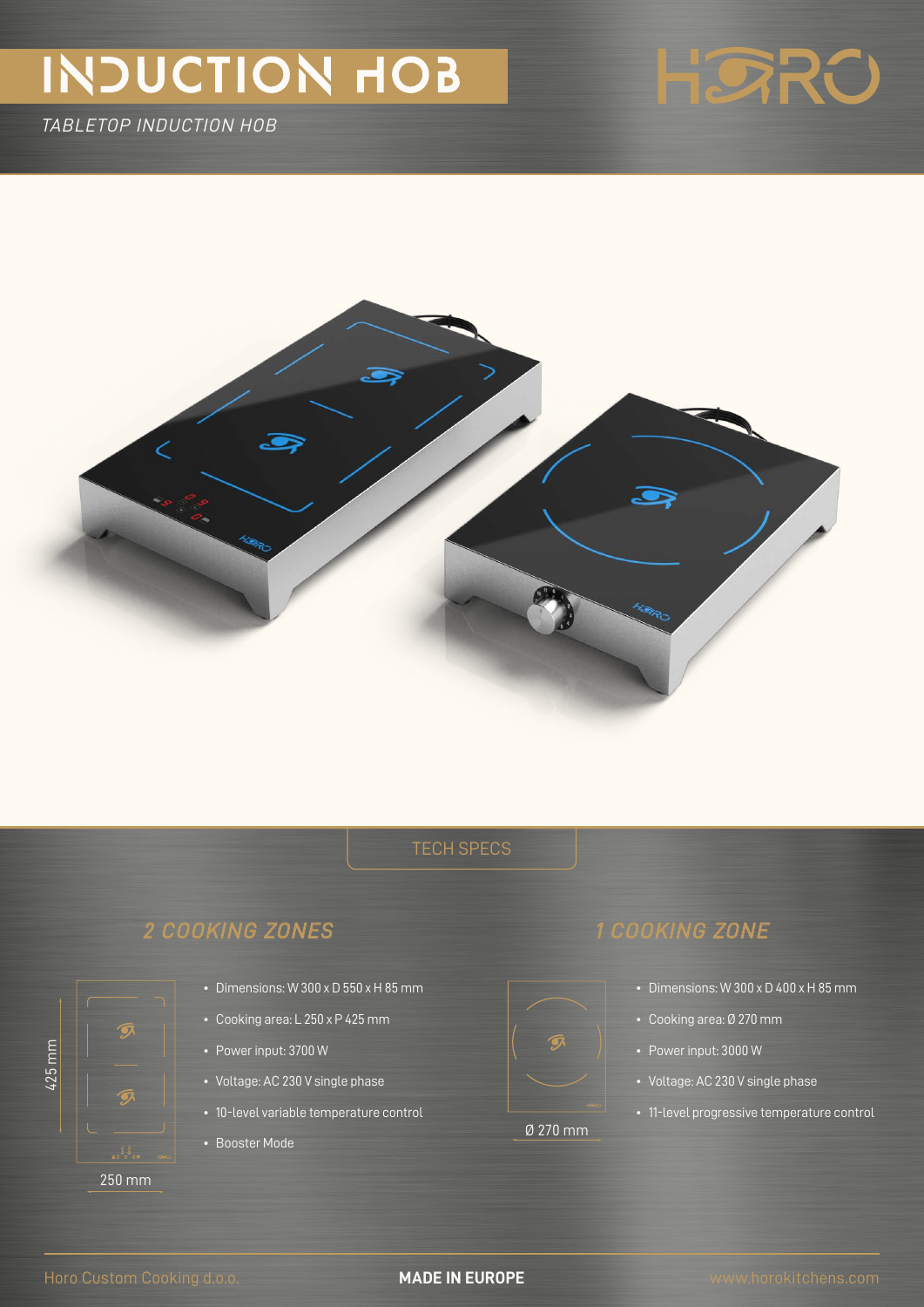# INDUCTION HOB

*TABLETOP INDUCTION HOB*

## TECH SPECS

### 2 COOKING ZONES

425 mm

250 mm

- Dimensions: W 300 x D 550 x H 85 mm
- Cooking area: L 250 x P 425 mm
- Power input: 3700 W
- Voltage: AC 230 V single phase
- 10-level variable temperature control
- Booster Mode

### 1 COOKING ZONE

Ø 270 mm

- Dimensions: W 300 x D 400 x H 85 mm
- Cooking area: Ø 270 mm
- Power input: 3000 W
- Voltage: AC 230 V single phase
- 11-level progressive temperature control

Horo Custom Cooking d.o.o. **MADE IN EUROPE** www.horokitchens.com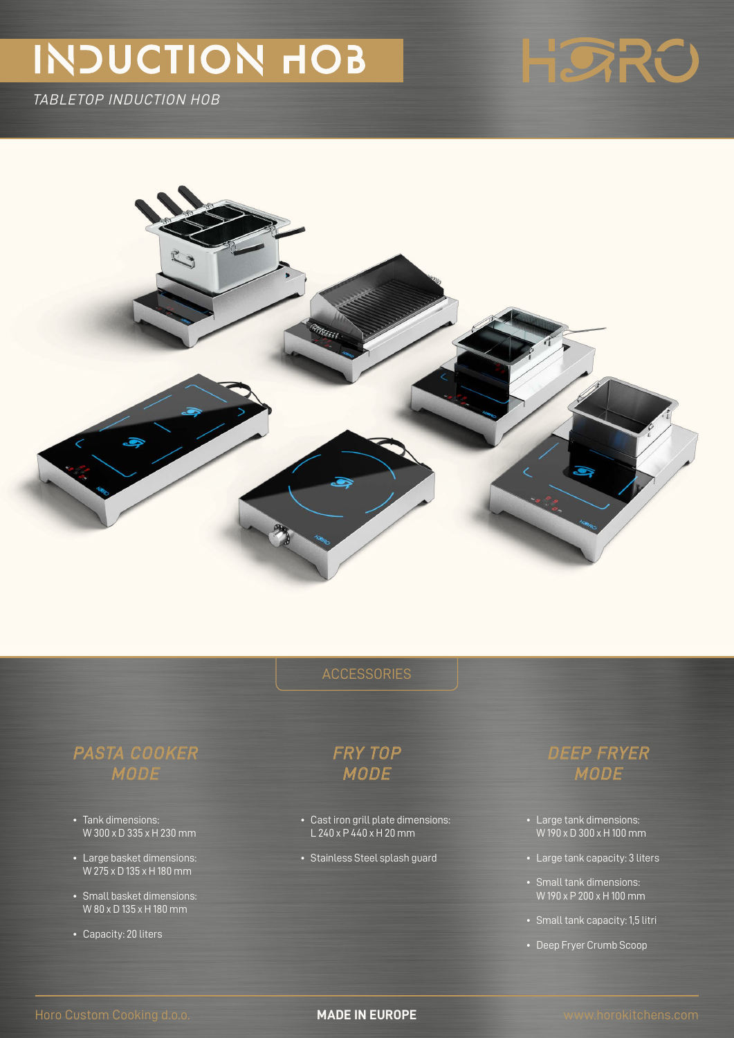# INDUCTION HOB

*TABLETOP INDUCTION HOB*

HORO

## ACCESSORIES

### *PASTA COOKER MODE*

- Tank dimensions: W 300 x D 335 x H 230 mm
- Large basket dimensions: W 275 x D 135 x H 180 mm
- Small basket dimensions: W 80 x D 135 x H 180 mm
- Capacity: 20 liters

### *FRY TOP MODE*

- Cast iron grill plate dimensions: L 240 x P 440 x H 20 mm
- Stainless Steel splash guard

### *DEEP FRYER MODE*

- Large tank dimensions: W 190 x D 300 x H 100 mm
- Large tank capacity: 3 liters
- Small tank dimensions: W 190 x P 200 x H 100 mm
- Small tank capacity: 1,5 litri
- Deep Fryer Crumb Scoop

Horo Custom Cooking d.o.o. **MADE IN EUROPE** www.horokitchens.com